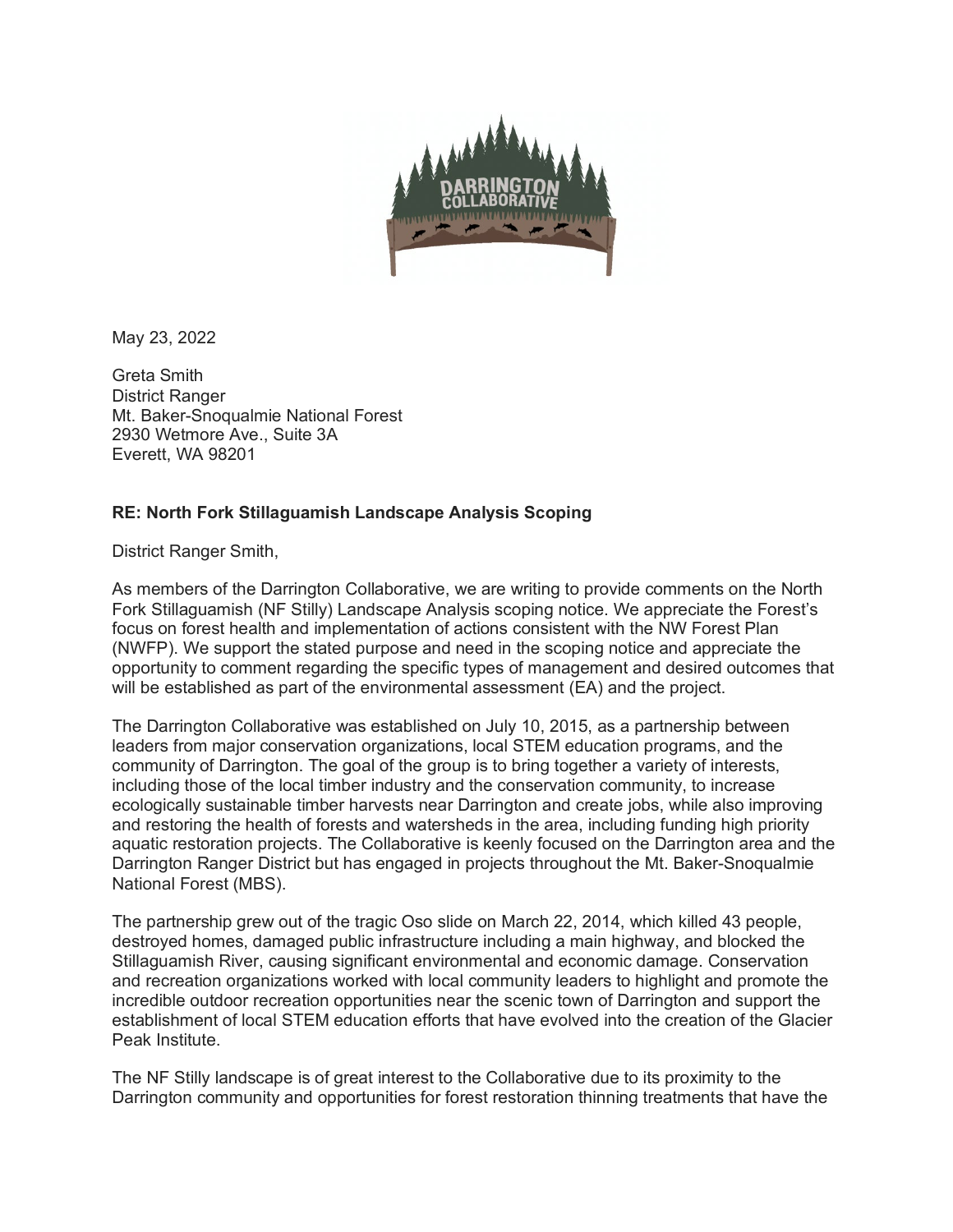May 23, 2022

Greta Smith
District Ranger
Mt. Baker-Snoqualmie National Forest
2930 Wetmore Ave., Suite 3A
Everett, WA 98201

**RE: North Fork Stillaguamish Landscape Analysis Scoping**

District Ranger Smith,

As members of the Darrington Collaborative, we are writing to provide comments on the North Fork Stillaguamish (NF Stilly) Landscape Analysis scoping notice. We appreciate the Forest's focus on forest health and implementation of actions consistent with the NW Forest Plan (NWFP). We support the stated purpose and need in the scoping notice and appreciate the opportunity to comment regarding the specific types of management and desired outcomes that will be established as part of the environmental assessment (EA) and the project.

The Darrington Collaborative was established on July 10, 2015, as a partnership between leaders from major conservation organizations, local STEM education programs, and the community of Darrington. The goal of the group is to bring together a variety of interests, including those of the local timber industry and the conservation community, to increase ecologically sustainable timber harvests near Darrington and create jobs, while also improving and restoring the health of forests and watersheds in the area, including funding high priority aquatic restoration projects. The Collaborative is keenly focused on the Darrington area and the Darrington Ranger District but has engaged in projects throughout the Mt. Baker-Snoqualmie National Forest (MBS).

The partnership grew out of the tragic Oso slide on March 22, 2014, which killed 43 people, destroyed homes, damaged public infrastructure including a main highway, and blocked the Stillaguamish River, causing significant environmental and economic damage. Conservation and recreation organizations worked with local community leaders to highlight and promote the incredible outdoor recreation opportunities near the scenic town of Darrington and support the establishment of local STEM education efforts that have evolved into the creation of the Glacier Peak Institute.

The NF Stilly landscape is of great interest to the Collaborative due to its proximity to the Darrington community and opportunities for forest restoration thinning treatments that have the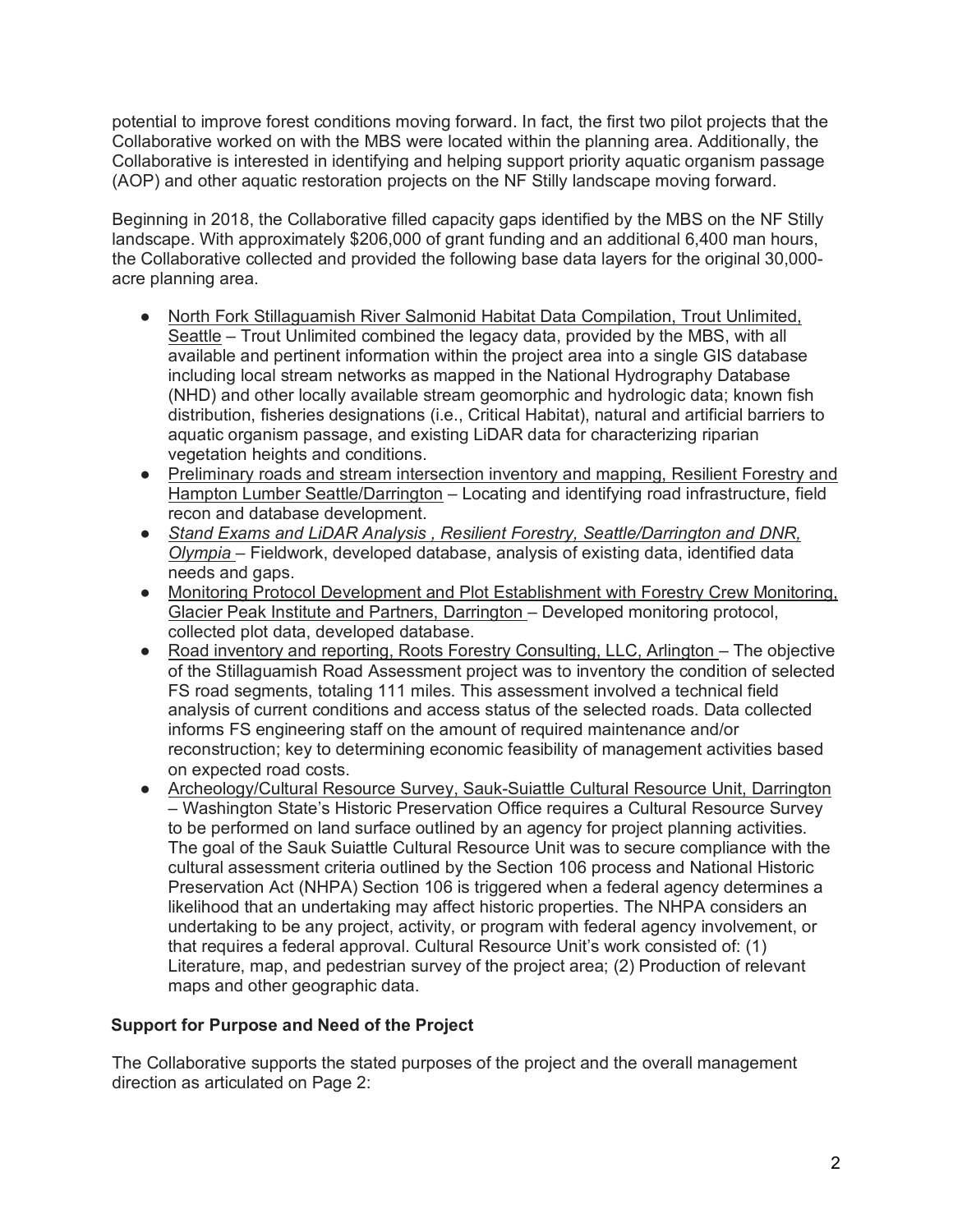potential to improve forest conditions moving forward. In fact, the first two pilot projects that the Collaborative worked on with the MBS were located within the planning area. Additionally, the Collaborative is interested in identifying and helping support priority aquatic organism passage (AOP) and other aquatic restoration projects on the NF Stilly landscape moving forward.

Beginning in 2018, the Collaborative filled capacity gaps identified by the MBS on the NF Stilly landscape. With approximately $206,000 of grant funding and an additional 6,400 man hours, the Collaborative collected and provided the following base data layers for the original 30,000-acre planning area.

- North Fork Stillaguamish River Salmonid Habitat Data Compilation, Trout Unlimited, Seattle – Trout Unlimited combined the legacy data, provided by the MBS, with all available and pertinent information within the project area into a single GIS database including local stream networks as mapped in the National Hydrography Database (NHD) and other locally available stream geomorphic and hydrologic data; known fish distribution, fisheries designations (i.e., Critical Habitat), natural and artificial barriers to aquatic organism passage, and existing LiDAR data for characterizing riparian vegetation heights and conditions.
- Preliminary roads and stream intersection inventory and mapping, Resilient Forestry and Hampton Lumber Seattle/Darrington – Locating and identifying road infrastructure, field recon and database development.
- *Stand Exams and LiDAR Analysis , Resilient Forestry, Seattle/Darrington and DNR, Olympia* – Fieldwork, developed database, analysis of existing data, identified data needs and gaps.
- Monitoring Protocol Development and Plot Establishment with Forestry Crew Monitoring, Glacier Peak Institute and Partners, Darrington – Developed monitoring protocol, collected plot data, developed database.
- Road inventory and reporting, Roots Forestry Consulting, LLC, Arlington – The objective of the Stillaguamish Road Assessment project was to inventory the condition of selected FS road segments, totaling 111 miles. This assessment involved a technical field analysis of current conditions and access status of the selected roads. Data collected informs FS engineering staff on the amount of required maintenance and/or reconstruction; key to determining economic feasibility of management activities based on expected road costs.
- Archeology/Cultural Resource Survey, Sauk-Suiattle Cultural Resource Unit, Darrington – Washington State's Historic Preservation Office requires a Cultural Resource Survey to be performed on land surface outlined by an agency for project planning activities. The goal of the Sauk Suiattle Cultural Resource Unit was to secure compliance with the cultural assessment criteria outlined by the Section 106 process and National Historic Preservation Act (NHPA) Section 106 is triggered when a federal agency determines a likelihood that an undertaking may affect historic properties. The NHPA considers an undertaking to be any project, activity, or program with federal agency involvement, or that requires a federal approval. Cultural Resource Unit's work consisted of: (1) Literature, map, and pedestrian survey of the project area; (2) Production of relevant maps and other geographic data.

### Support for Purpose and Need of the Project

The Collaborative supports the stated purposes of the project and the overall management direction as articulated on Page 2: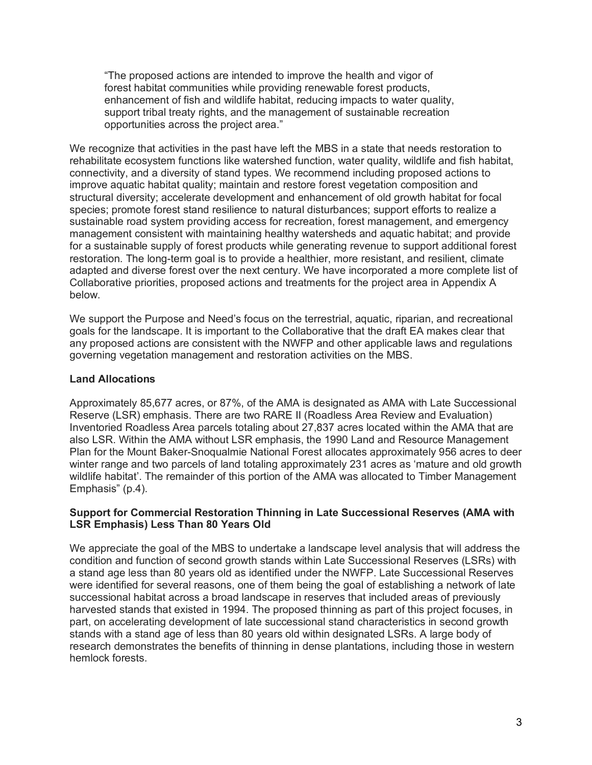> "The proposed actions are intended to improve the health and vigor of forest habitat communities while providing renewable forest products, enhancement of fish and wildlife habitat, reducing impacts to water quality, support tribal treaty rights, and the management of sustainable recreation opportunities across the project area."

We recognize that activities in the past have left the MBS in a state that needs restoration to rehabilitate ecosystem functions like watershed function, water quality, wildlife and fish habitat, connectivity, and a diversity of stand types. We recommend including proposed actions to improve aquatic habitat quality; maintain and restore forest vegetation composition and structural diversity; accelerate development and enhancement of old growth habitat for focal species; promote forest stand resilience to natural disturbances; support efforts to realize a sustainable road system providing access for recreation, forest management, and emergency management consistent with maintaining healthy watersheds and aquatic habitat; and provide for a sustainable supply of forest products while generating revenue to support additional forest restoration. The long-term goal is to provide a healthier, more resistant, and resilient, climate adapted and diverse forest over the next century. We have incorporated a more complete list of Collaborative priorities, proposed actions and treatments for the project area in Appendix A below.

We support the Purpose and Need's focus on the terrestrial, aquatic, riparian, and recreational goals for the landscape. It is important to the Collaborative that the draft EA makes clear that any proposed actions are consistent with the NWFP and other applicable laws and regulations governing vegetation management and restoration activities on the MBS.

**Land Allocations**

Approximately 85,677 acres, or 87%, of the AMA is designated as AMA with Late Successional Reserve (LSR) emphasis. There are two RARE II (Roadless Area Review and Evaluation) Inventoried Roadless Area parcels totaling about 27,837 acres located within the AMA that are also LSR. Within the AMA without LSR emphasis, the 1990 Land and Resource Management Plan for the Mount Baker-Snoqualmie National Forest allocates approximately 956 acres to deer winter range and two parcels of land totaling approximately 231 acres as 'mature and old growth wildlife habitat'. The remainder of this portion of the AMA was allocated to Timber Management Emphasis" (p.4).

**Support for Commercial Restoration Thinning in Late Successional Reserves (AMA with LSR Emphasis) Less Than 80 Years Old**

We appreciate the goal of the MBS to undertake a landscape level analysis that will address the condition and function of second growth stands within Late Successional Reserves (LSRs) with a stand age less than 80 years old as identified under the NWFP. Late Successional Reserves were identified for several reasons, one of them being the goal of establishing a network of late successional habitat across a broad landscape in reserves that included areas of previously harvested stands that existed in 1994. The proposed thinning as part of this project focuses, in part, on accelerating development of late successional stand characteristics in second growth stands with a stand age of less than 80 years old within designated LSRs. A large body of research demonstrates the benefits of thinning in dense plantations, including those in western hemlock forests.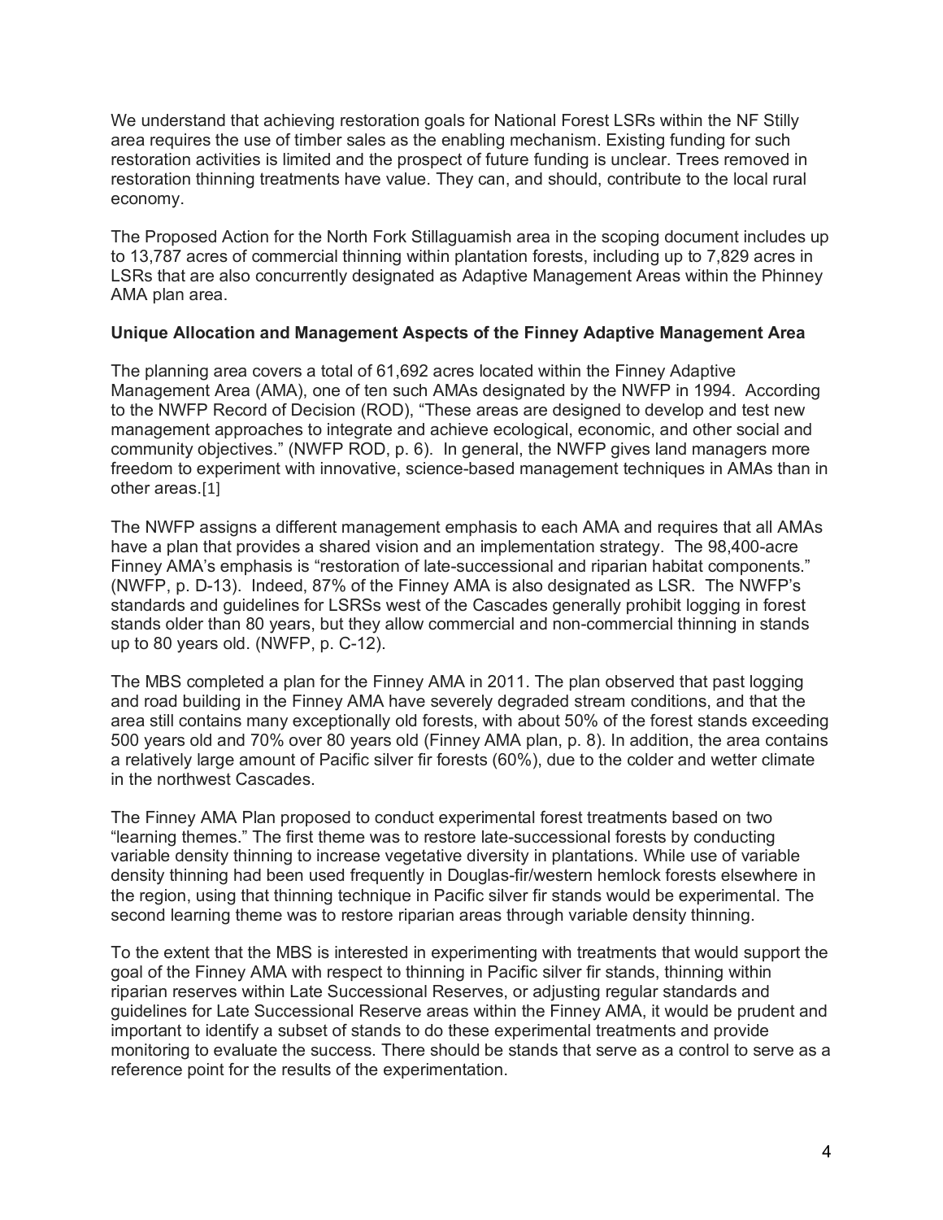We understand that achieving restoration goals for National Forest LSRs within the NF Stilly area requires the use of timber sales as the enabling mechanism. Existing funding for such restoration activities is limited and the prospect of future funding is unclear. Trees removed in restoration thinning treatments have value. They can, and should, contribute to the local rural economy.

The Proposed Action for the North Fork Stillaguamish area in the scoping document includes up to 13,787 acres of commercial thinning within plantation forests, including up to 7,829 acres in LSRs that are also concurrently designated as Adaptive Management Areas within the Phinney AMA plan area.

**Unique Allocation and Management Aspects of the Finney Adaptive Management Area**

The planning area covers a total of 61,692 acres located within the Finney Adaptive Management Area (AMA), one of ten such AMAs designated by the NWFP in 1994. According to the NWFP Record of Decision (ROD), "These areas are designed to develop and test new management approaches to integrate and achieve ecological, economic, and other social and community objectives." (NWFP ROD, p. 6). In general, the NWFP gives land managers more freedom to experiment with innovative, science-based management techniques in AMAs than in other areas.[1]

The NWFP assigns a different management emphasis to each AMA and requires that all AMAs have a plan that provides a shared vision and an implementation strategy. The 98,400-acre Finney AMA's emphasis is "restoration of late-successional and riparian habitat components." (NWFP, p. D-13). Indeed, 87% of the Finney AMA is also designated as LSR. The NWFP's standards and guidelines for LSRSs west of the Cascades generally prohibit logging in forest stands older than 80 years, but they allow commercial and non-commercial thinning in stands up to 80 years old. (NWFP, p. C-12).

The MBS completed a plan for the Finney AMA in 2011. The plan observed that past logging and road building in the Finney AMA have severely degraded stream conditions, and that the area still contains many exceptionally old forests, with about 50% of the forest stands exceeding 500 years old and 70% over 80 years old (Finney AMA plan, p. 8). In addition, the area contains a relatively large amount of Pacific silver fir forests (60%), due to the colder and wetter climate in the northwest Cascades.

The Finney AMA Plan proposed to conduct experimental forest treatments based on two "learning themes." The first theme was to restore late-successional forests by conducting variable density thinning to increase vegetative diversity in plantations. While use of variable density thinning had been used frequently in Douglas-fir/western hemlock forests elsewhere in the region, using that thinning technique in Pacific silver fir stands would be experimental. The second learning theme was to restore riparian areas through variable density thinning.

To the extent that the MBS is interested in experimenting with treatments that would support the goal of the Finney AMA with respect to thinning in Pacific silver fir stands, thinning within riparian reserves within Late Successional Reserves, or adjusting regular standards and guidelines for Late Successional Reserve areas within the Finney AMA, it would be prudent and important to identify a subset of stands to do these experimental treatments and provide monitoring to evaluate the success. There should be stands that serve as a control to serve as a reference point for the results of the experimentation.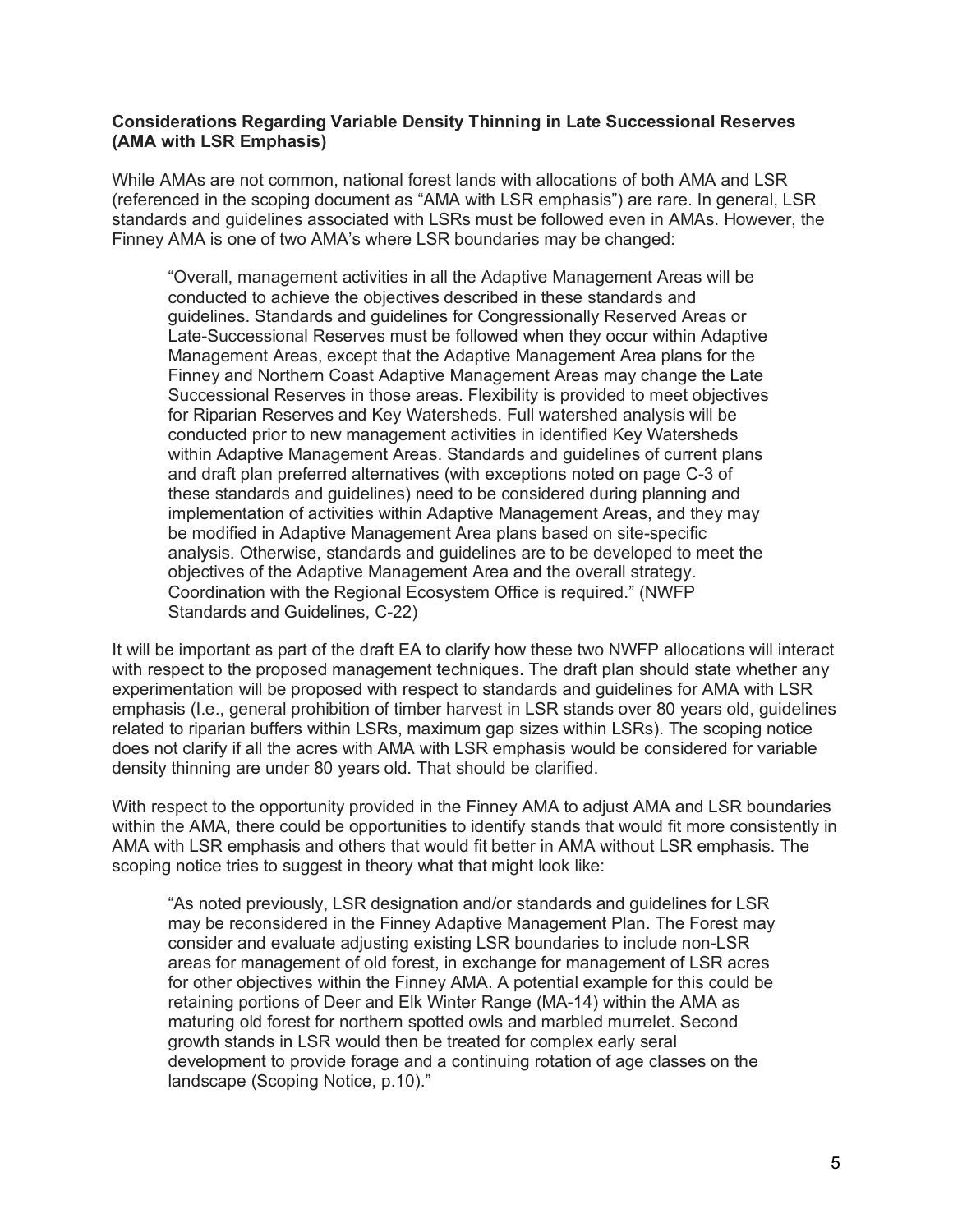**Considerations Regarding Variable Density Thinning in Late Successional Reserves (AMA with LSR Emphasis)**

While AMAs are not common, national forest lands with allocations of both AMA and LSR (referenced in the scoping document as "AMA with LSR emphasis") are rare. In general, LSR standards and guidelines associated with LSRs must be followed even in AMAs. However, the Finney AMA is one of two AMA's where LSR boundaries may be changed:

> "Overall, management activities in all the Adaptive Management Areas will be conducted to achieve the objectives described in these standards and guidelines. Standards and guidelines for Congressionally Reserved Areas or Late-Successional Reserves must be followed when they occur within Adaptive Management Areas, except that the Adaptive Management Area plans for the Finney and Northern Coast Adaptive Management Areas may change the Late Successional Reserves in those areas. Flexibility is provided to meet objectives for Riparian Reserves and Key Watersheds. Full watershed analysis will be conducted prior to new management activities in identified Key Watersheds within Adaptive Management Areas. Standards and guidelines of current plans and draft plan preferred alternatives (with exceptions noted on page C-3 of these standards and guidelines) need to be considered during planning and implementation of activities within Adaptive Management Areas, and they may be modified in Adaptive Management Area plans based on site-specific analysis. Otherwise, standards and guidelines are to be developed to meet the objectives of the Adaptive Management Area and the overall strategy. Coordination with the Regional Ecosystem Office is required." (NWFP Standards and Guidelines, C-22)

It will be important as part of the draft EA to clarify how these two NWFP allocations will interact with respect to the proposed management techniques. The draft plan should state whether any experimentation will be proposed with respect to standards and guidelines for AMA with LSR emphasis (I.e., general prohibition of timber harvest in LSR stands over 80 years old, guidelines related to riparian buffers within LSRs, maximum gap sizes within LSRs). The scoping notice does not clarify if all the acres with AMA with LSR emphasis would be considered for variable density thinning are under 80 years old. That should be clarified.

With respect to the opportunity provided in the Finney AMA to adjust AMA and LSR boundaries within the AMA, there could be opportunities to identify stands that would fit more consistently in AMA with LSR emphasis and others that would fit better in AMA without LSR emphasis. The scoping notice tries to suggest in theory what that might look like:

> "As noted previously, LSR designation and/or standards and guidelines for LSR may be reconsidered in the Finney Adaptive Management Plan. The Forest may consider and evaluate adjusting existing LSR boundaries to include non-LSR areas for management of old forest, in exchange for management of LSR acres for other objectives within the Finney AMA. A potential example for this could be retaining portions of Deer and Elk Winter Range (MA-14) within the AMA as maturing old forest for northern spotted owls and marbled murrelet. Second growth stands in LSR would then be treated for complex early seral development to provide forage and a continuing rotation of age classes on the landscape (Scoping Notice, p.10)."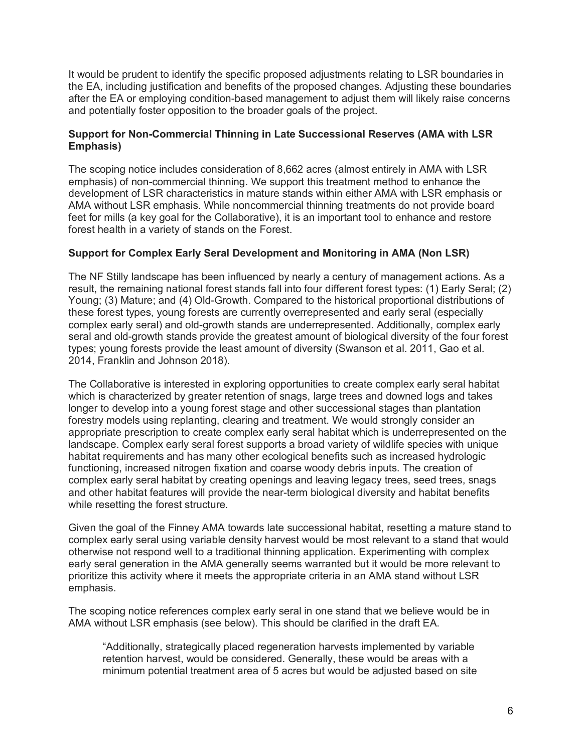It would be prudent to identify the specific proposed adjustments relating to LSR boundaries in the EA, including justification and benefits of the proposed changes. Adjusting these boundaries after the EA or employing condition-based management to adjust them will likely raise concerns and potentially foster opposition to the broader goals of the project.

**Support for Non-Commercial Thinning in Late Successional Reserves (AMA with LSR Emphasis)**

The scoping notice includes consideration of 8,662 acres (almost entirely in AMA with LSR emphasis) of non-commercial thinning. We support this treatment method to enhance the development of LSR characteristics in mature stands within either AMA with LSR emphasis or AMA without LSR emphasis. While noncommercial thinning treatments do not provide board feet for mills (a key goal for the Collaborative), it is an important tool to enhance and restore forest health in a variety of stands on the Forest.

**Support for Complex Early Seral Development and Monitoring in AMA (Non LSR)**

The NF Stilly landscape has been influenced by nearly a century of management actions. As a result, the remaining national forest stands fall into four different forest types: (1) Early Seral; (2) Young; (3) Mature; and (4) Old-Growth. Compared to the historical proportional distributions of these forest types, young forests are currently overrepresented and early seral (especially complex early seral) and old-growth stands are underrepresented. Additionally, complex early seral and old-growth stands provide the greatest amount of biological diversity of the four forest types; young forests provide the least amount of diversity (Swanson et al. 2011, Gao et al. 2014, Franklin and Johnson 2018).

The Collaborative is interested in exploring opportunities to create complex early seral habitat which is characterized by greater retention of snags, large trees and downed logs and takes longer to develop into a young forest stage and other successional stages than plantation forestry models using replanting, clearing and treatment. We would strongly consider an appropriate prescription to create complex early seral habitat which is underrepresented on the landscape. Complex early seral forest supports a broad variety of wildlife species with unique habitat requirements and has many other ecological benefits such as increased hydrologic functioning, increased nitrogen fixation and coarse woody debris inputs. The creation of complex early seral habitat by creating openings and leaving legacy trees, seed trees, snags and other habitat features will provide the near-term biological diversity and habitat benefits while resetting the forest structure.

Given the goal of the Finney AMA towards late successional habitat, resetting a mature stand to complex early seral using variable density harvest would be most relevant to a stand that would otherwise not respond well to a traditional thinning application. Experimenting with complex early seral generation in the AMA generally seems warranted but it would be more relevant to prioritize this activity where it meets the appropriate criteria in an AMA stand without LSR emphasis.

The scoping notice references complex early seral in one stand that we believe would be in AMA without LSR emphasis (see below). This should be clarified in the draft EA.

> "Additionally, strategically placed regeneration harvests implemented by variable retention harvest, would be considered. Generally, these would be areas with a minimum potential treatment area of 5 acres but would be adjusted based on site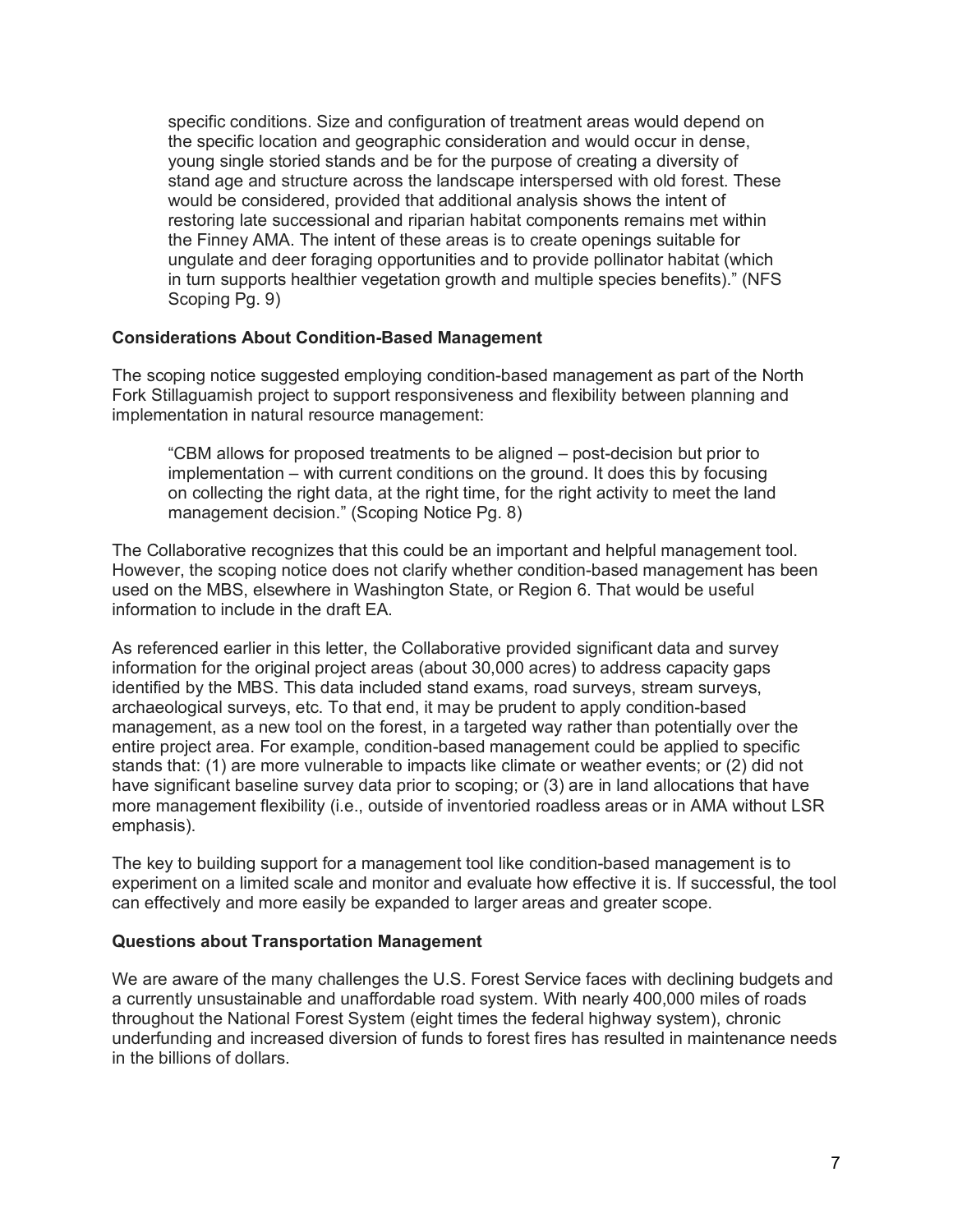> specific conditions. Size and configuration of treatment areas would depend on the specific location and geographic consideration and would occur in dense, young single storied stands and be for the purpose of creating a diversity of stand age and structure across the landscape interspersed with old forest. These would be considered, provided that additional analysis shows the intent of restoring late successional and riparian habitat components remains met within the Finney AMA. The intent of these areas is to create openings suitable for ungulate and deer foraging opportunities and to provide pollinator habitat (which in turn supports healthier vegetation growth and multiple species benefits)." (NFS Scoping Pg. 9)

**Considerations About Condition-Based Management**

The scoping notice suggested employing condition-based management as part of the North Fork Stillaguamish project to support responsiveness and flexibility between planning and implementation in natural resource management:

> "CBM allows for proposed treatments to be aligned – post-decision but prior to implementation – with current conditions on the ground. It does this by focusing on collecting the right data, at the right time, for the right activity to meet the land management decision." (Scoping Notice Pg. 8)

The Collaborative recognizes that this could be an important and helpful management tool. However, the scoping notice does not clarify whether condition-based management has been used on the MBS, elsewhere in Washington State, or Region 6. That would be useful information to include in the draft EA.

As referenced earlier in this letter, the Collaborative provided significant data and survey information for the original project areas (about 30,000 acres) to address capacity gaps identified by the MBS. This data included stand exams, road surveys, stream surveys, archaeological surveys, etc. To that end, it may be prudent to apply condition-based management, as a new tool on the forest, in a targeted way rather than potentially over the entire project area. For example, condition-based management could be applied to specific stands that: (1) are more vulnerable to impacts like climate or weather events; or (2) did not have significant baseline survey data prior to scoping; or (3) are in land allocations that have more management flexibility (i.e., outside of inventoried roadless areas or in AMA without LSR emphasis).

The key to building support for a management tool like condition-based management is to experiment on a limited scale and monitor and evaluate how effective it is. If successful, the tool can effectively and more easily be expanded to larger areas and greater scope.

**Questions about Transportation Management**

We are aware of the many challenges the U.S. Forest Service faces with declining budgets and a currently unsustainable and unaffordable road system. With nearly 400,000 miles of roads throughout the National Forest System (eight times the federal highway system), chronic underfunding and increased diversion of funds to forest fires has resulted in maintenance needs in the billions of dollars.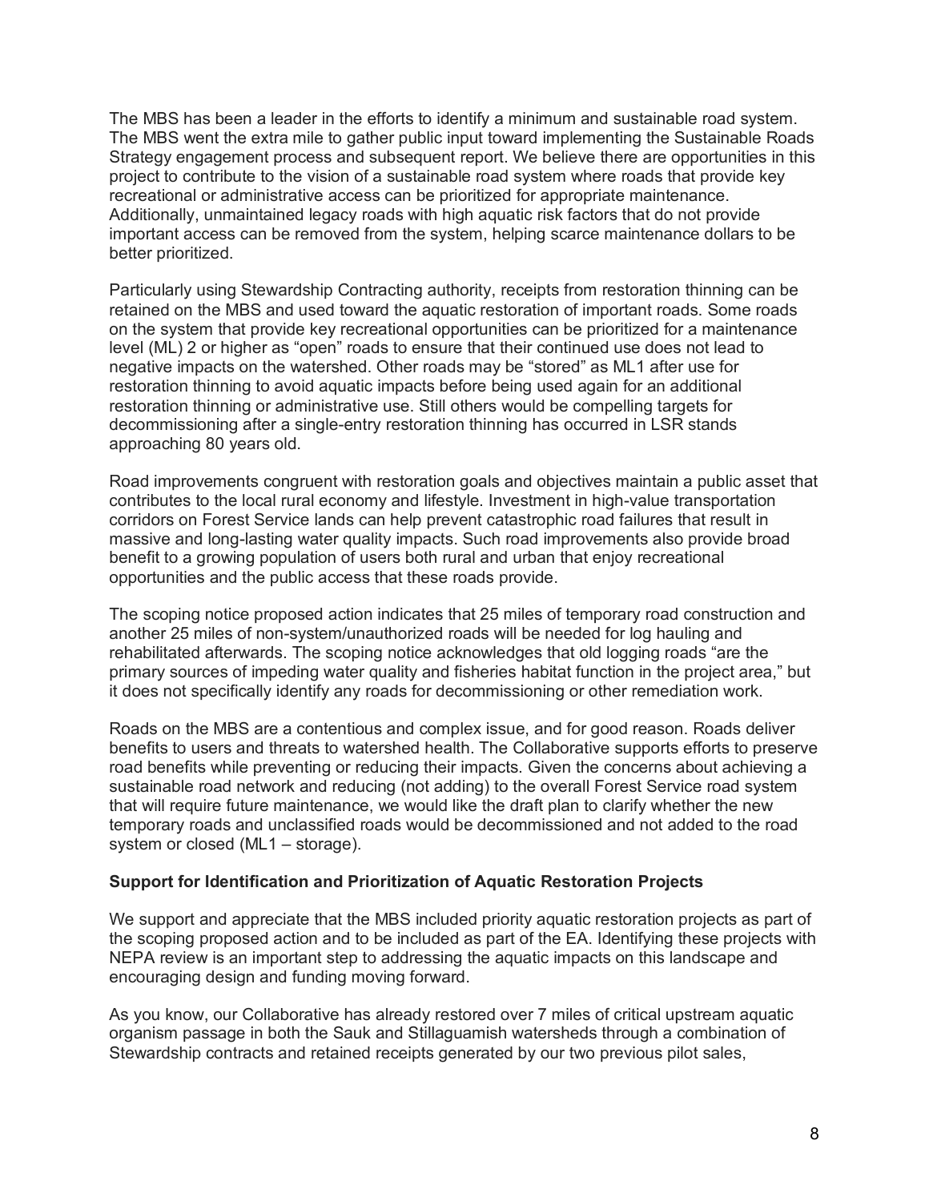The MBS has been a leader in the efforts to identify a minimum and sustainable road system. The MBS went the extra mile to gather public input toward implementing the Sustainable Roads Strategy engagement process and subsequent report. We believe there are opportunities in this project to contribute to the vision of a sustainable road system where roads that provide key recreational or administrative access can be prioritized for appropriate maintenance. Additionally, unmaintained legacy roads with high aquatic risk factors that do not provide important access can be removed from the system, helping scarce maintenance dollars to be better prioritized.

Particularly using Stewardship Contracting authority, receipts from restoration thinning can be retained on the MBS and used toward the aquatic restoration of important roads. Some roads on the system that provide key recreational opportunities can be prioritized for a maintenance level (ML) 2 or higher as "open" roads to ensure that their continued use does not lead to negative impacts on the watershed. Other roads may be "stored" as ML1 after use for restoration thinning to avoid aquatic impacts before being used again for an additional restoration thinning or administrative use. Still others would be compelling targets for decommissioning after a single-entry restoration thinning has occurred in LSR stands approaching 80 years old.

Road improvements congruent with restoration goals and objectives maintain a public asset that contributes to the local rural economy and lifestyle. Investment in high-value transportation corridors on Forest Service lands can help prevent catastrophic road failures that result in massive and long-lasting water quality impacts. Such road improvements also provide broad benefit to a growing population of users both rural and urban that enjoy recreational opportunities and the public access that these roads provide.

The scoping notice proposed action indicates that 25 miles of temporary road construction and another 25 miles of non-system/unauthorized roads will be needed for log hauling and rehabilitated afterwards. The scoping notice acknowledges that old logging roads "are the primary sources of impeding water quality and fisheries habitat function in the project area," but it does not specifically identify any roads for decommissioning or other remediation work.

Roads on the MBS are a contentious and complex issue, and for good reason. Roads deliver benefits to users and threats to watershed health. The Collaborative supports efforts to preserve road benefits while preventing or reducing their impacts. Given the concerns about achieving a sustainable road network and reducing (not adding) to the overall Forest Service road system that will require future maintenance, we would like the draft plan to clarify whether the new temporary roads and unclassified roads would be decommissioned and not added to the road system or closed (ML1 – storage).

**Support for Identification and Prioritization of Aquatic Restoration Projects**

We support and appreciate that the MBS included priority aquatic restoration projects as part of the scoping proposed action and to be included as part of the EA. Identifying these projects with NEPA review is an important step to addressing the aquatic impacts on this landscape and encouraging design and funding moving forward.

As you know, our Collaborative has already restored over 7 miles of critical upstream aquatic organism passage in both the Sauk and Stillaguamish watersheds through a combination of Stewardship contracts and retained receipts generated by our two previous pilot sales,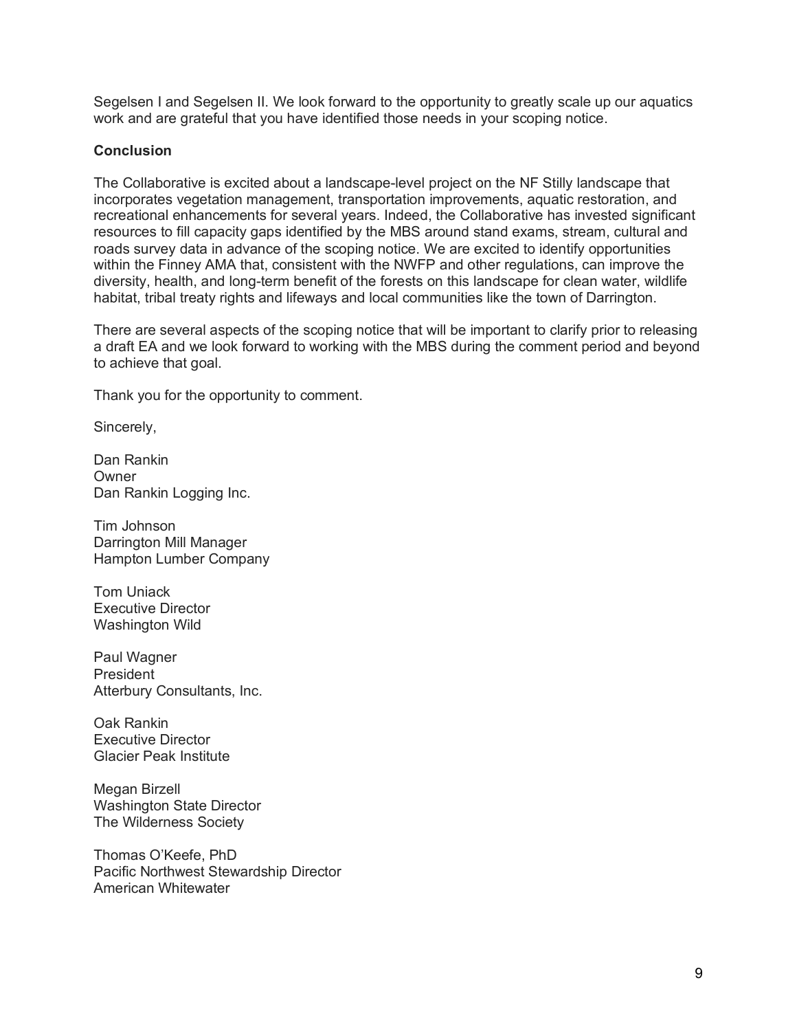Segelsen I and Segelsen II. We look forward to the opportunity to greatly scale up our aquatics work and are grateful that you have identified those needs in your scoping notice.

**Conclusion**

The Collaborative is excited about a landscape-level project on the NF Stilly landscape that incorporates vegetation management, transportation improvements, aquatic restoration, and recreational enhancements for several years. Indeed, the Collaborative has invested significant resources to fill capacity gaps identified by the MBS around stand exams, stream, cultural and roads survey data in advance of the scoping notice. We are excited to identify opportunities within the Finney AMA that, consistent with the NWFP and other regulations, can improve the diversity, health, and long-term benefit of the forests on this landscape for clean water, wildlife habitat, tribal treaty rights and lifeways and local communities like the town of Darrington.

There are several aspects of the scoping notice that will be important to clarify prior to releasing a draft EA and we look forward to working with the MBS during the comment period and beyond to achieve that goal.

Thank you for the opportunity to comment.

Sincerely,

Dan Rankin
Owner
Dan Rankin Logging Inc.

Tim Johnson
Darrington Mill Manager
Hampton Lumber Company

Tom Uniack
Executive Director
Washington Wild

Paul Wagner
President
Atterbury Consultants, Inc.

Oak Rankin
Executive Director
Glacier Peak Institute

Megan Birzell
Washington State Director
The Wilderness Society

Thomas O'Keefe, PhD
Pacific Northwest Stewardship Director
American Whitewater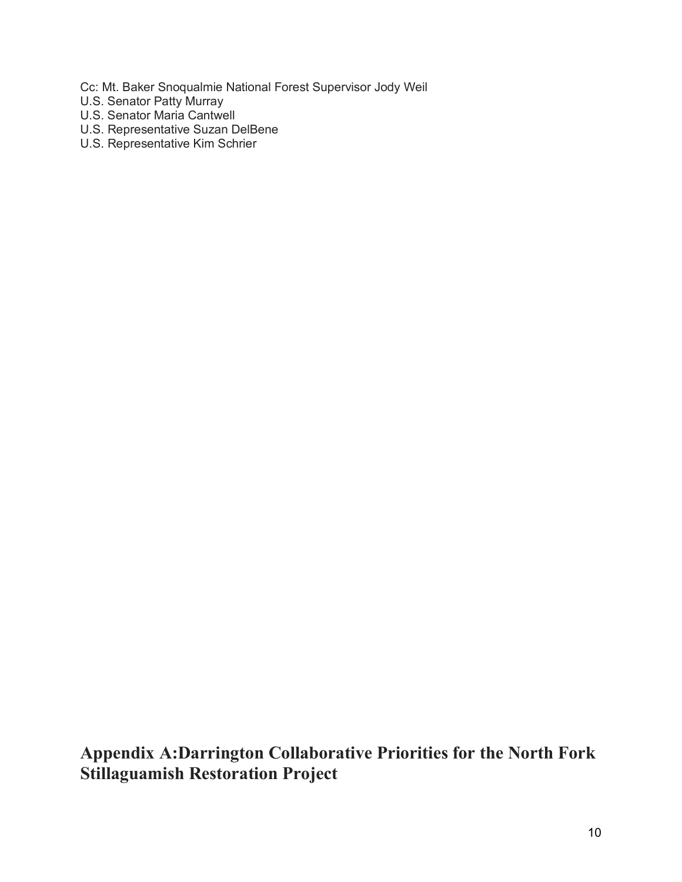Cc: Mt. Baker Snoqualmie National Forest Supervisor Jody Weil
U.S. Senator Patty Murray
U.S. Senator Maria Cantwell
U.S. Representative Suzan DelBene
U.S. Representative Kim Schrier

## Appendix A:Darrington Collaborative Priorities for the North Fork Stillaguamish Restoration Project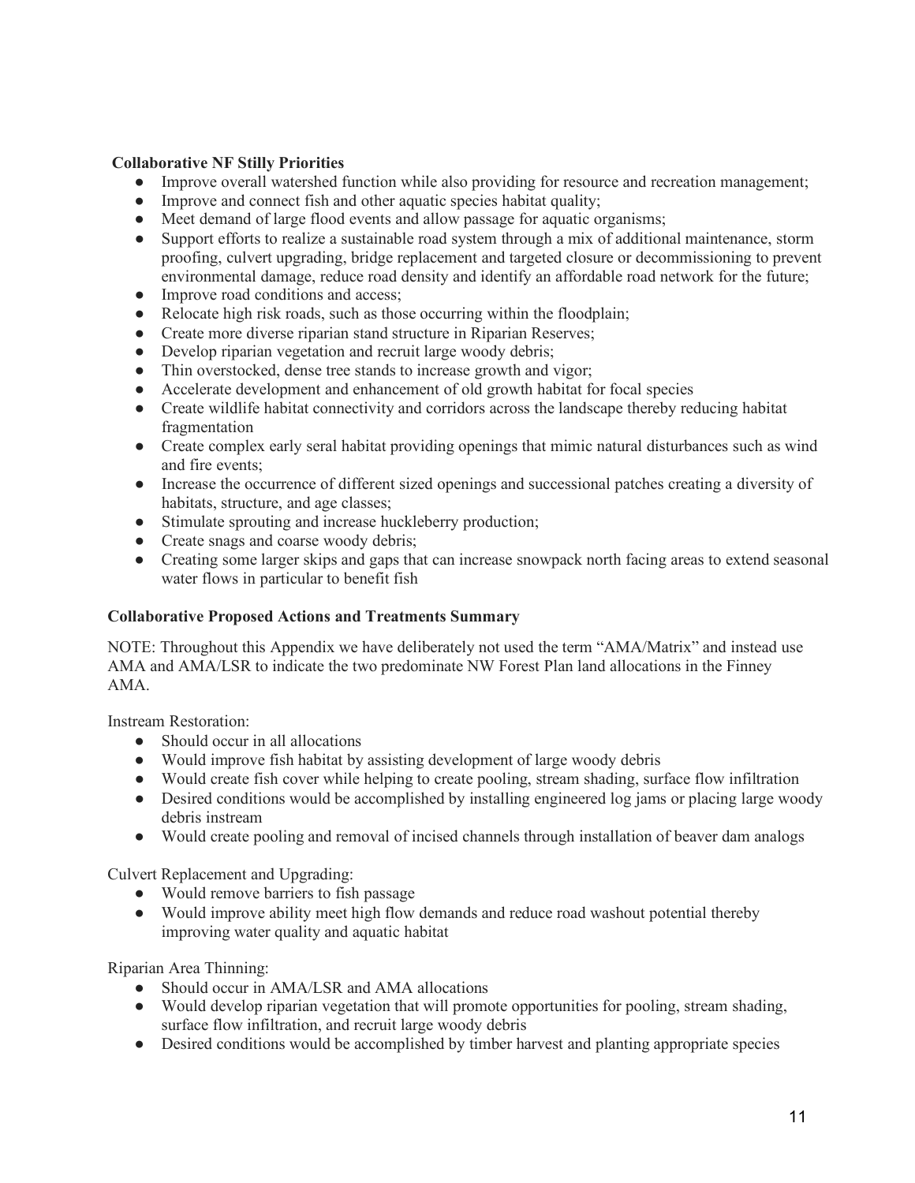**Collaborative NF Stilly Priorities**

- Improve overall watershed function while also providing for resource and recreation management;
- Improve and connect fish and other aquatic species habitat quality;
- Meet demand of large flood events and allow passage for aquatic organisms;
- Support efforts to realize a sustainable road system through a mix of additional maintenance, storm proofing, culvert upgrading, bridge replacement and targeted closure or decommissioning to prevent environmental damage, reduce road density and identify an affordable road network for the future;
- Improve road conditions and access;
- Relocate high risk roads, such as those occurring within the floodplain;
- Create more diverse riparian stand structure in Riparian Reserves;
- Develop riparian vegetation and recruit large woody debris;
- Thin overstocked, dense tree stands to increase growth and vigor;
- Accelerate development and enhancement of old growth habitat for focal species
- Create wildlife habitat connectivity and corridors across the landscape thereby reducing habitat fragmentation
- Create complex early seral habitat providing openings that mimic natural disturbances such as wind and fire events;
- Increase the occurrence of different sized openings and successional patches creating a diversity of habitats, structure, and age classes;
- Stimulate sprouting and increase huckleberry production;
- Create snags and coarse woody debris;
- Creating some larger skips and gaps that can increase snowpack north facing areas to extend seasonal water flows in particular to benefit fish

**Collaborative Proposed Actions and Treatments Summary**

NOTE: Throughout this Appendix we have deliberately not used the term "AMA/Matrix" and instead use AMA and AMA/LSR to indicate the two predominate NW Forest Plan land allocations in the Finney AMA.

Instream Restoration:

- Should occur in all allocations
- Would improve fish habitat by assisting development of large woody debris
- Would create fish cover while helping to create pooling, stream shading, surface flow infiltration
- Desired conditions would be accomplished by installing engineered log jams or placing large woody debris instream
- Would create pooling and removal of incised channels through installation of beaver dam analogs

Culvert Replacement and Upgrading:

- Would remove barriers to fish passage
- Would improve ability meet high flow demands and reduce road washout potential thereby improving water quality and aquatic habitat

Riparian Area Thinning:

- Should occur in AMA/LSR and AMA allocations
- Would develop riparian vegetation that will promote opportunities for pooling, stream shading, surface flow infiltration, and recruit large woody debris
- Desired conditions would be accomplished by timber harvest and planting appropriate species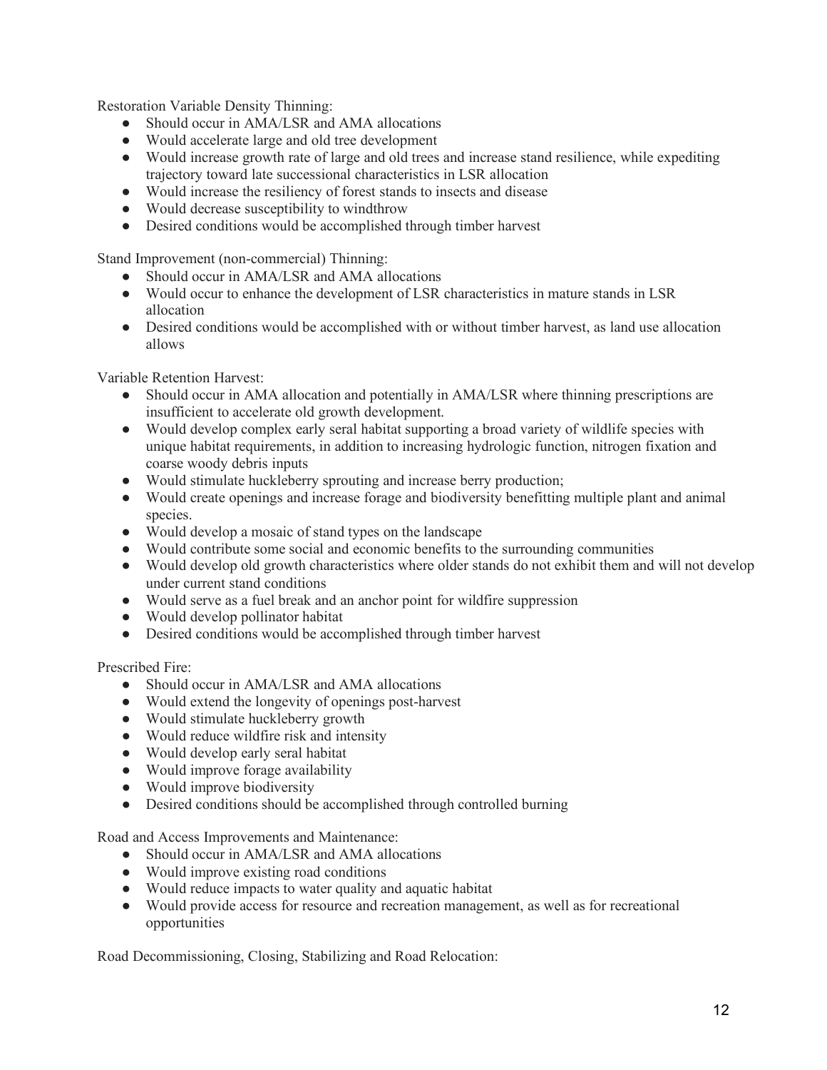Restoration Variable Density Thinning:

- Should occur in AMA/LSR and AMA allocations
- Would accelerate large and old tree development
- Would increase growth rate of large and old trees and increase stand resilience, while expediting trajectory toward late successional characteristics in LSR allocation
- Would increase the resiliency of forest stands to insects and disease
- Would decrease susceptibility to windthrow
- Desired conditions would be accomplished through timber harvest

Stand Improvement (non-commercial) Thinning:

- Should occur in AMA/LSR and AMA allocations
- Would occur to enhance the development of LSR characteristics in mature stands in LSR allocation
- Desired conditions would be accomplished with or without timber harvest, as land use allocation allows

Variable Retention Harvest:

- Should occur in AMA allocation and potentially in AMA/LSR where thinning prescriptions are insufficient to accelerate old growth development.
- Would develop complex early seral habitat supporting a broad variety of wildlife species with unique habitat requirements, in addition to increasing hydrologic function, nitrogen fixation and coarse woody debris inputs
- Would stimulate huckleberry sprouting and increase berry production;
- Would create openings and increase forage and biodiversity benefitting multiple plant and animal species.
- Would develop a mosaic of stand types on the landscape
- Would contribute some social and economic benefits to the surrounding communities
- Would develop old growth characteristics where older stands do not exhibit them and will not develop under current stand conditions
- Would serve as a fuel break and an anchor point for wildfire suppression
- Would develop pollinator habitat
- Desired conditions would be accomplished through timber harvest

Prescribed Fire:

- Should occur in AMA/LSR and AMA allocations
- Would extend the longevity of openings post-harvest
- Would stimulate huckleberry growth
- Would reduce wildfire risk and intensity
- Would develop early seral habitat
- Would improve forage availability
- Would improve biodiversity
- Desired conditions should be accomplished through controlled burning

Road and Access Improvements and Maintenance:

- Should occur in AMA/LSR and AMA allocations
- Would improve existing road conditions
- Would reduce impacts to water quality and aquatic habitat
- Would provide access for resource and recreation management, as well as for recreational opportunities

Road Decommissioning, Closing, Stabilizing and Road Relocation: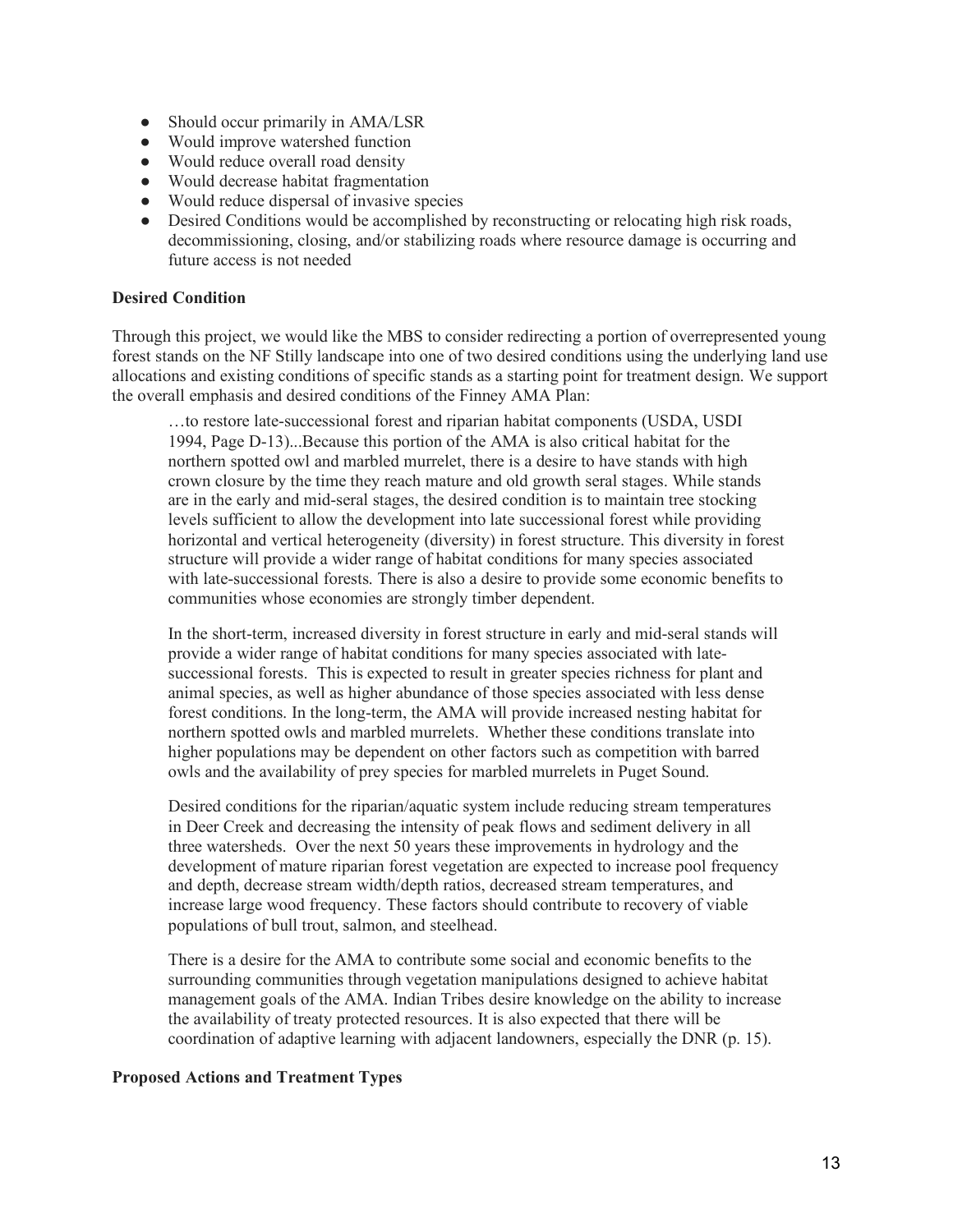- Should occur primarily in AMA/LSR
- Would improve watershed function
- Would reduce overall road density
- Would decrease habitat fragmentation
- Would reduce dispersal of invasive species
- Desired Conditions would be accomplished by reconstructing or relocating high risk roads, decommissioning, closing, and/or stabilizing roads where resource damage is occurring and future access is not needed

**Desired Condition**

Through this project, we would like the MBS to consider redirecting a portion of overrepresented young forest stands on the NF Stilly landscape into one of two desired conditions using the underlying land use allocations and existing conditions of specific stands as a starting point for treatment design. We support the overall emphasis and desired conditions of the Finney AMA Plan:

> …to restore late-successional forest and riparian habitat components (USDA, USDI 1994, Page D-13)...Because this portion of the AMA is also critical habitat for the northern spotted owl and marbled murrelet, there is a desire to have stands with high crown closure by the time they reach mature and old growth seral stages. While stands are in the early and mid-seral stages, the desired condition is to maintain tree stocking levels sufficient to allow the development into late successional forest while providing horizontal and vertical heterogeneity (diversity) in forest structure. This diversity in forest structure will provide a wider range of habitat conditions for many species associated with late-successional forests. There is also a desire to provide some economic benefits to communities whose economies are strongly timber dependent.
>
> In the short-term, increased diversity in forest structure in early and mid-seral stands will provide a wider range of habitat conditions for many species associated with late-successional forests. This is expected to result in greater species richness for plant and animal species, as well as higher abundance of those species associated with less dense forest conditions. In the long-term, the AMA will provide increased nesting habitat for northern spotted owls and marbled murrelets. Whether these conditions translate into higher populations may be dependent on other factors such as competition with barred owls and the availability of prey species for marbled murrelets in Puget Sound.
>
> Desired conditions for the riparian/aquatic system include reducing stream temperatures in Deer Creek and decreasing the intensity of peak flows and sediment delivery in all three watersheds. Over the next 50 years these improvements in hydrology and the development of mature riparian forest vegetation are expected to increase pool frequency and depth, decrease stream width/depth ratios, decreased stream temperatures, and increase large wood frequency. These factors should contribute to recovery of viable populations of bull trout, salmon, and steelhead.
>
> There is a desire for the AMA to contribute some social and economic benefits to the surrounding communities through vegetation manipulations designed to achieve habitat management goals of the AMA. Indian Tribes desire knowledge on the ability to increase the availability of treaty protected resources. It is also expected that there will be coordination of adaptive learning with adjacent landowners, especially the DNR (p. 15).

**Proposed Actions and Treatment Types**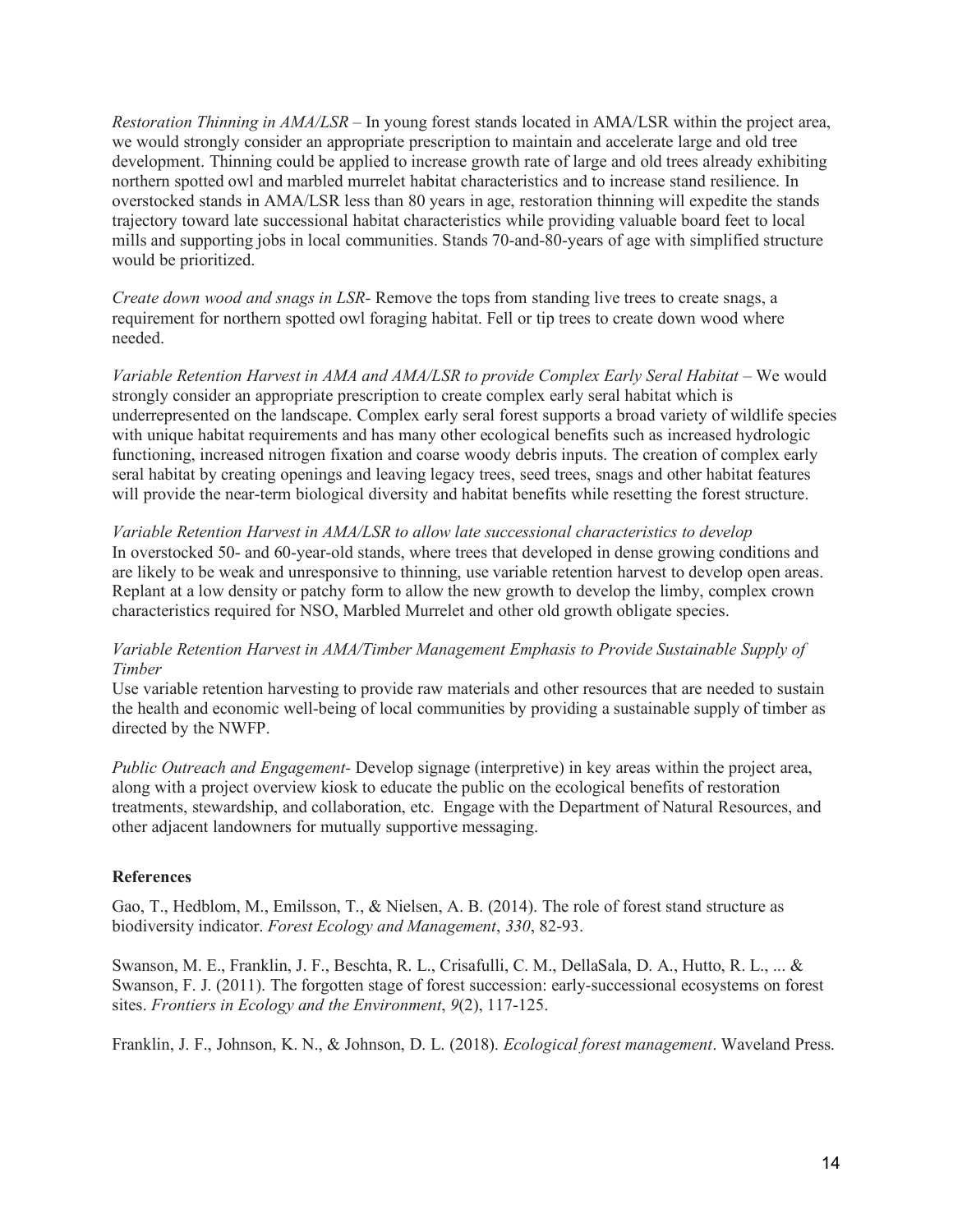*Restoration Thinning in AMA/LSR* – In young forest stands located in AMA/LSR within the project area, we would strongly consider an appropriate prescription to maintain and accelerate large and old tree development. Thinning could be applied to increase growth rate of large and old trees already exhibiting northern spotted owl and marbled murrelet habitat characteristics and to increase stand resilience. In overstocked stands in AMA/LSR less than 80 years in age, restoration thinning will expedite the stands trajectory toward late successional habitat characteristics while providing valuable board feet to local mills and supporting jobs in local communities. Stands 70-and-80-years of age with simplified structure would be prioritized.

*Create down wood and snags in LSR*- Remove the tops from standing live trees to create snags, a requirement for northern spotted owl foraging habitat. Fell or tip trees to create down wood where needed.

*Variable Retention Harvest in AMA and AMA/LSR to provide Complex Early Seral Habitat* – We would strongly consider an appropriate prescription to create complex early seral habitat which is underrepresented on the landscape. Complex early seral forest supports a broad variety of wildlife species with unique habitat requirements and has many other ecological benefits such as increased hydrologic functioning, increased nitrogen fixation and coarse woody debris inputs. The creation of complex early seral habitat by creating openings and leaving legacy trees, seed trees, snags and other habitat features will provide the near-term biological diversity and habitat benefits while resetting the forest structure.

*Variable Retention Harvest in AMA/LSR to allow late successional characteristics to develop*
In overstocked 50- and 60-year-old stands, where trees that developed in dense growing conditions and are likely to be weak and unresponsive to thinning, use variable retention harvest to develop open areas. Replant at a low density or patchy form to allow the new growth to develop the limby, complex crown characteristics required for NSO, Marbled Murrelet and other old growth obligate species.

*Variable Retention Harvest in AMA/Timber Management Emphasis to Provide Sustainable Supply of Timber*
Use variable retention harvesting to provide raw materials and other resources that are needed to sustain the health and economic well-being of local communities by providing a sustainable supply of timber as directed by the NWFP.

*Public Outreach and Engagement*- Develop signage (interpretive) in key areas within the project area, along with a project overview kiosk to educate the public on the ecological benefits of restoration treatments, stewardship, and collaboration, etc. Engage with the Department of Natural Resources, and other adjacent landowners for mutually supportive messaging.

## References

Gao, T., Hedblom, M., Emilsson, T., & Nielsen, A. B. (2014). The role of forest stand structure as biodiversity indicator. *Forest Ecology and Management*, *330*, 82-93.

Swanson, M. E., Franklin, J. F., Beschta, R. L., Crisafulli, C. M., DellaSala, D. A., Hutto, R. L., ... & Swanson, F. J. (2011). The forgotten stage of forest succession: early-successional ecosystems on forest sites. *Frontiers in Ecology and the Environment*, *9*(2), 117-125.

Franklin, J. F., Johnson, K. N., & Johnson, D. L. (2018). *Ecological forest management*. Waveland Press.